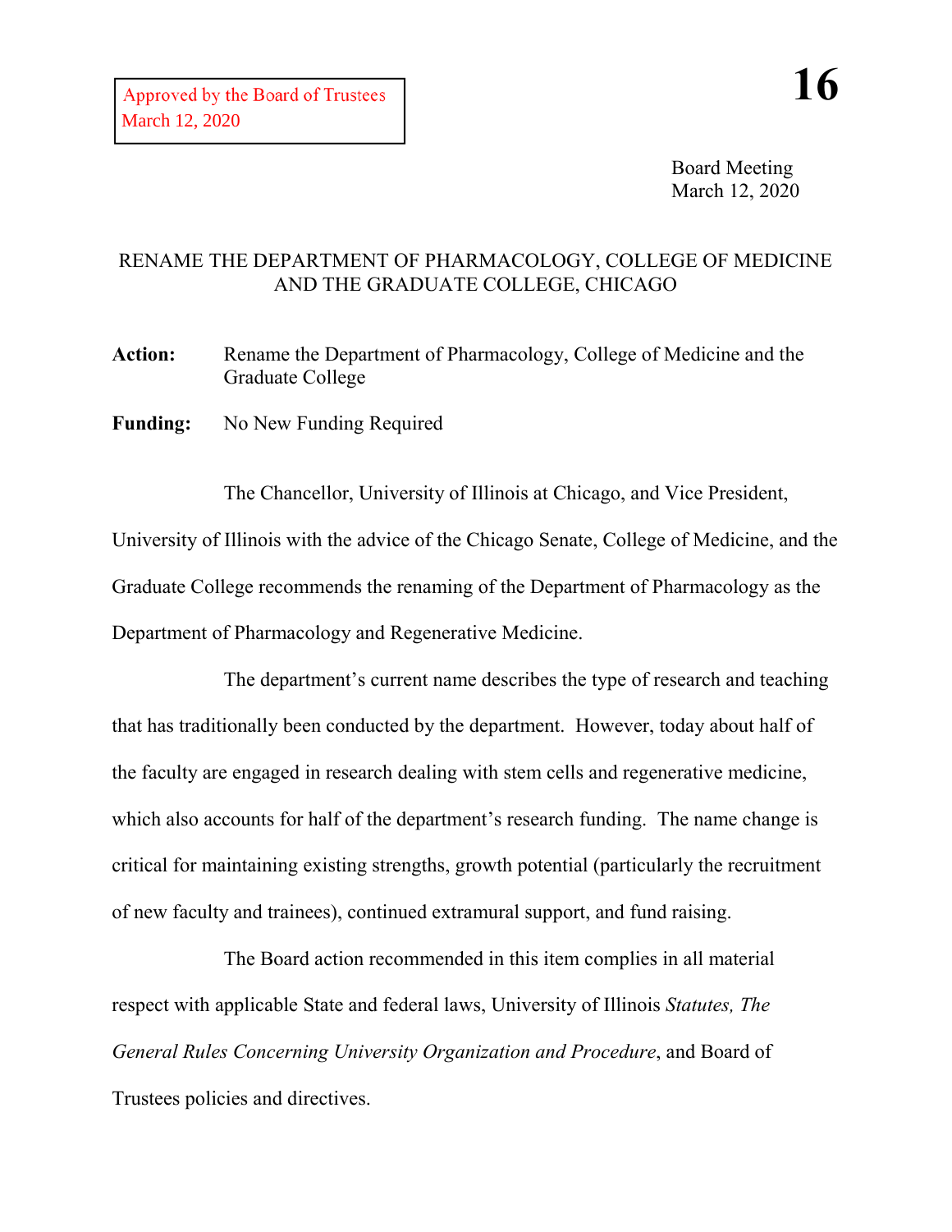Approved by the Board of Trustees
March 12, 2020

**16**

Board Meeting
March 12, 2020

## RENAME THE DEPARTMENT OF PHARMACOLOGY, COLLEGE OF MEDICINE AND THE GRADUATE COLLEGE, CHICAGO

**Action:** Rename the Department of Pharmacology, College of Medicine and the Graduate College

**Funding:** No New Funding Required

The Chancellor, University of Illinois at Chicago, and Vice President, University of Illinois with the advice of the Chicago Senate, College of Medicine, and the Graduate College recommends the renaming of the Department of Pharmacology as the Department of Pharmacology and Regenerative Medicine.

The department's current name describes the type of research and teaching that has traditionally been conducted by the department. However, today about half of the faculty are engaged in research dealing with stem cells and regenerative medicine, which also accounts for half of the department's research funding. The name change is critical for maintaining existing strengths, growth potential (particularly the recruitment of new faculty and trainees), continued extramural support, and fund raising.

The Board action recommended in this item complies in all material respect with applicable State and federal laws, University of Illinois *Statutes, The General Rules Concerning University Organization and Procedure*, and Board of Trustees policies and directives.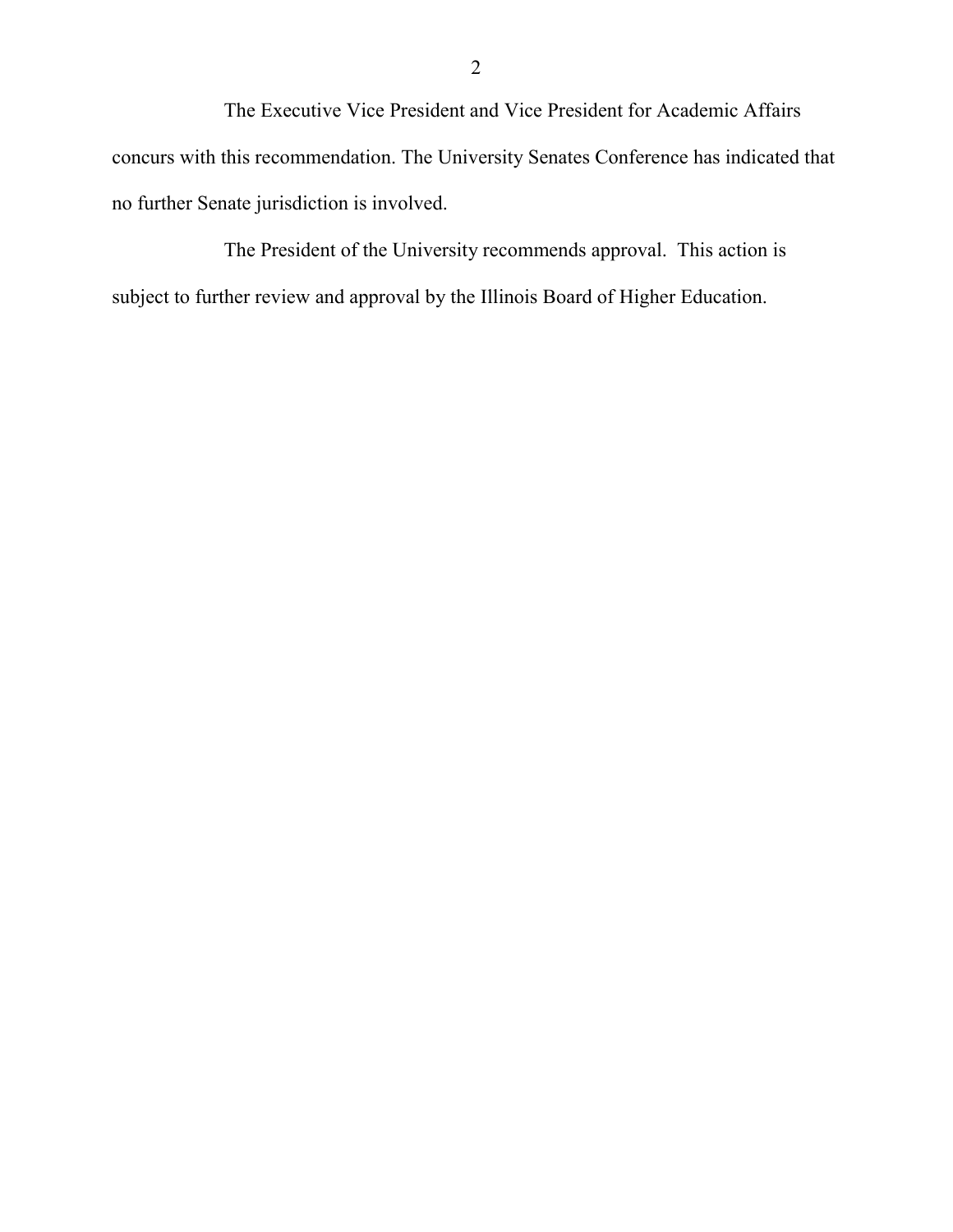The Executive Vice President and Vice President for Academic Affairs concurs with this recommendation. The University Senates Conference has indicated that no further Senate jurisdiction is involved.

The President of the University recommends approval. This action is subject to further review and approval by the Illinois Board of Higher Education.